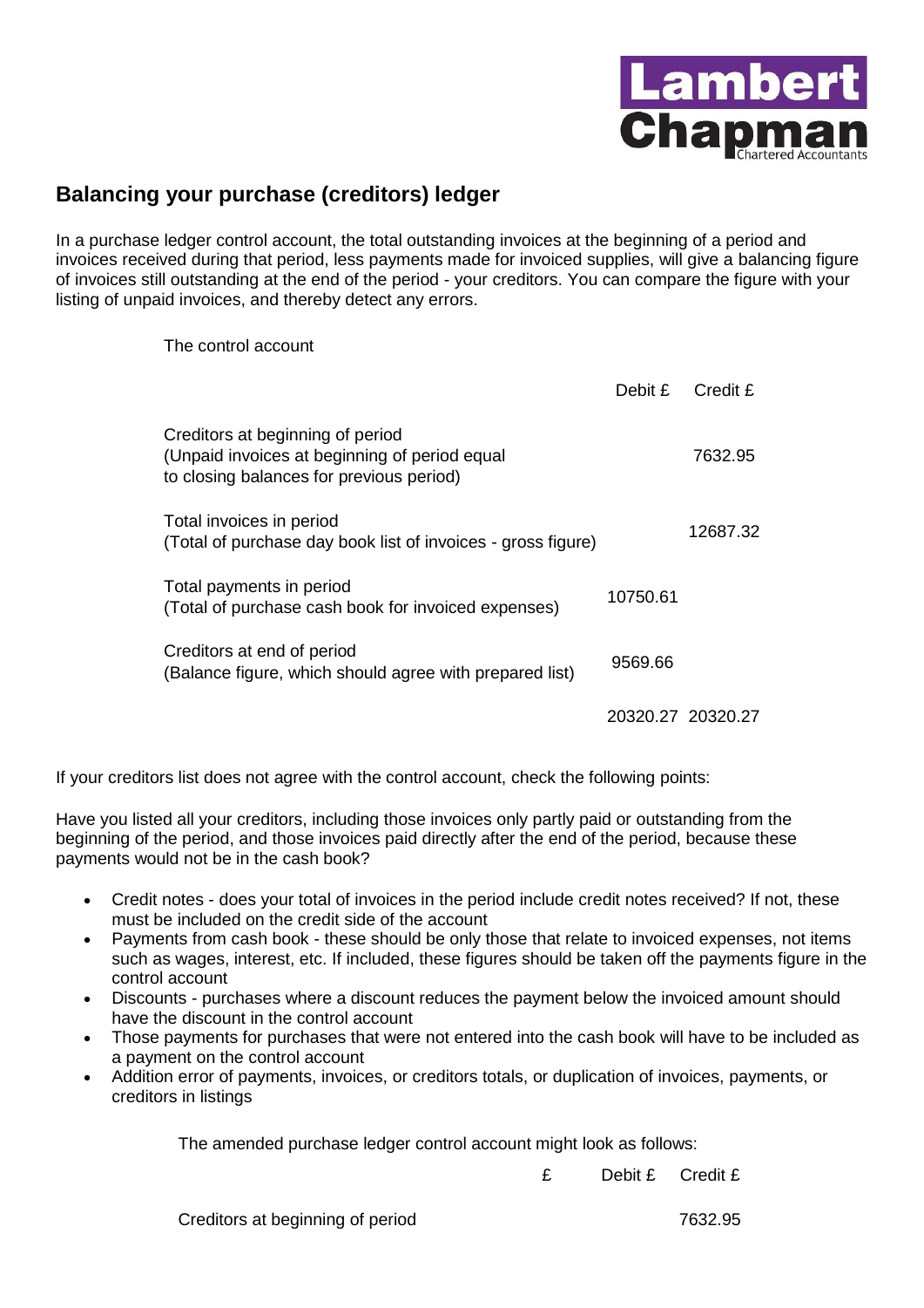## Balancing your purchase (creditors) ledger

In a purchase ledger control account, the total outstanding invoices at the beginning of a period and invoices received during that period, less payments made for invoiced supplies, will give a balancing figure of invoices still outstanding at the end of the period - your creditors. You can compare the figure with your listing of unpaid invoices, and thereby detect any errors.

The control account

| | Debit £ | Credit £ |
|---|---|---|
| Creditors at beginning of period (Unpaid invoices at beginning of period equal to closing balances for previous period) | | 7632.95 |
| Total invoices in period (Total of purchase day book list of invoices - gross figure) | | 12687.32 |
| Total payments in period (Total of purchase cash book for invoiced expenses) | 10750.61 | |
| Creditors at end of period (Balance figure, which should agree with prepared list) | 9569.66 | |
| | 20320.27 | 20320.27 |

If your creditors list does not agree with the control account, check the following points:

Have you listed all your creditors, including those invoices only partly paid or outstanding from the beginning of the period, and those invoices paid directly after the end of the period, because these payments would not be in the cash book?

- Credit notes - does your total of invoices in the period include credit notes received? If not, these must be included on the credit side of the account
- Payments from cash book - these should be only those that relate to invoiced expenses, not items such as wages, interest, etc. If included, these figures should be taken off the payments figure in the control account
- Discounts - purchases where a discount reduces the payment below the invoiced amount should have the discount in the control account
- Those payments for purchases that were not entered into the cash book will have to be included as a payment on the control account
- Addition error of payments, invoices, or creditors totals, or duplication of invoices, payments, or creditors in listings

The amended purchase ledger control account might look as follows:

| | £ | Debit £ | Credit £ |
|---|---|---|---|
| Creditors at beginning of period | | | 7632.95 |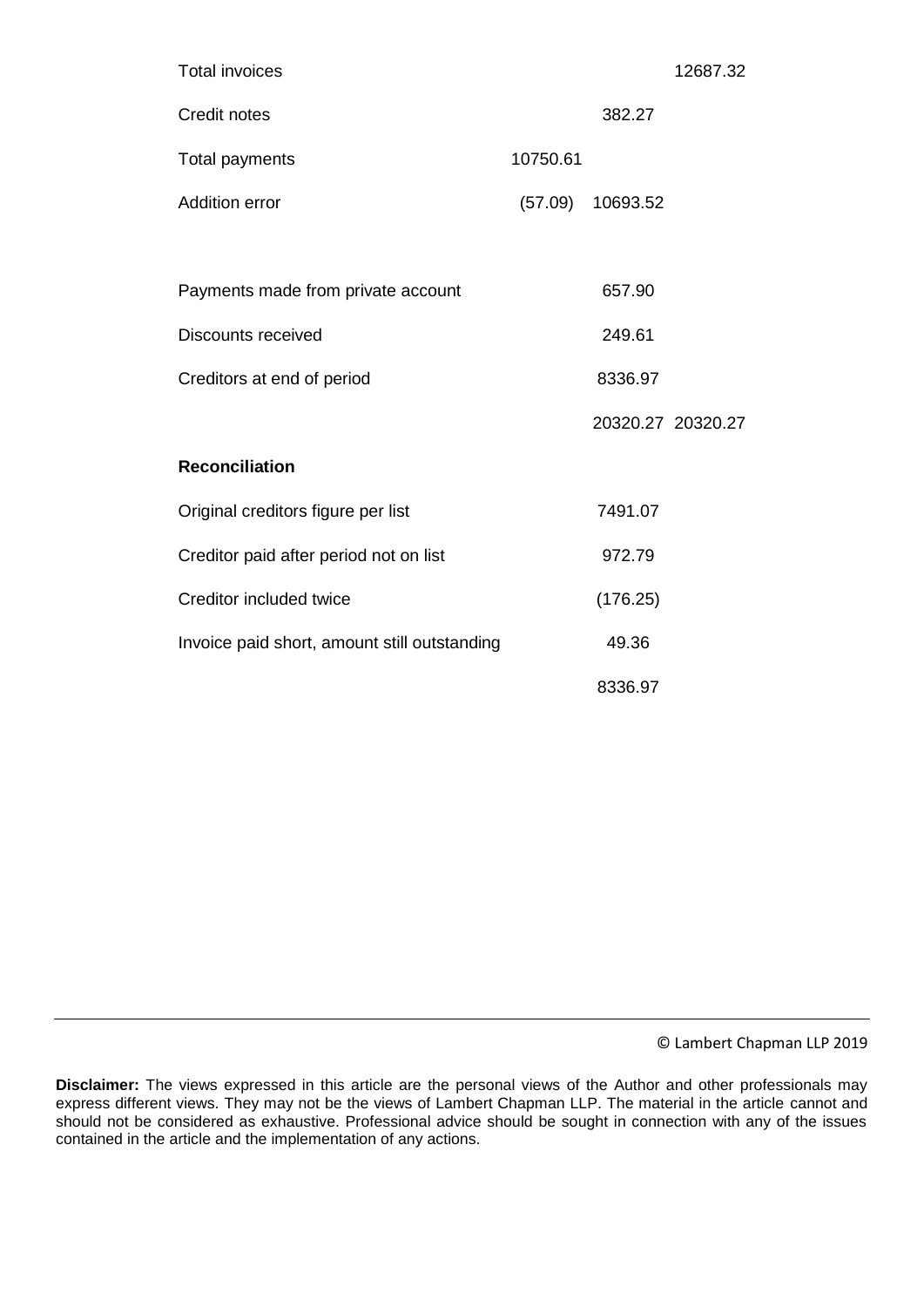| | | | |
|---|---|---|---|
| Total invoices | | | 12687.32 |
| Credit notes | | 382.27 | |
| Total payments | 10750.61 | | |
| Addition error | (57.09) | 10693.52 | |
| | | | |
| Payments made from private account | | 657.90 | |
| Discounts received | | 249.61 | |
| Creditors at end of period | | 8336.97 | |
| | | 20320.27 | 20320.27 |

**Reconciliation**

| | |
|---|---|
| Original creditors figure per list | 7491.07 |
| Creditor paid after period not on list | 972.79 |
| Creditor included twice | (176.25) |
| Invoice paid short, amount still outstanding | 49.36 |
| | 8336.97 |

© Lambert Chapman LLP 2019

**Disclaimer:** The views expressed in this article are the personal views of the Author and other professionals may express different views. They may not be the views of Lambert Chapman LLP. The material in the article cannot and should not be considered as exhaustive. Professional advice should be sought in connection with any of the issues contained in the article and the implementation of any actions.